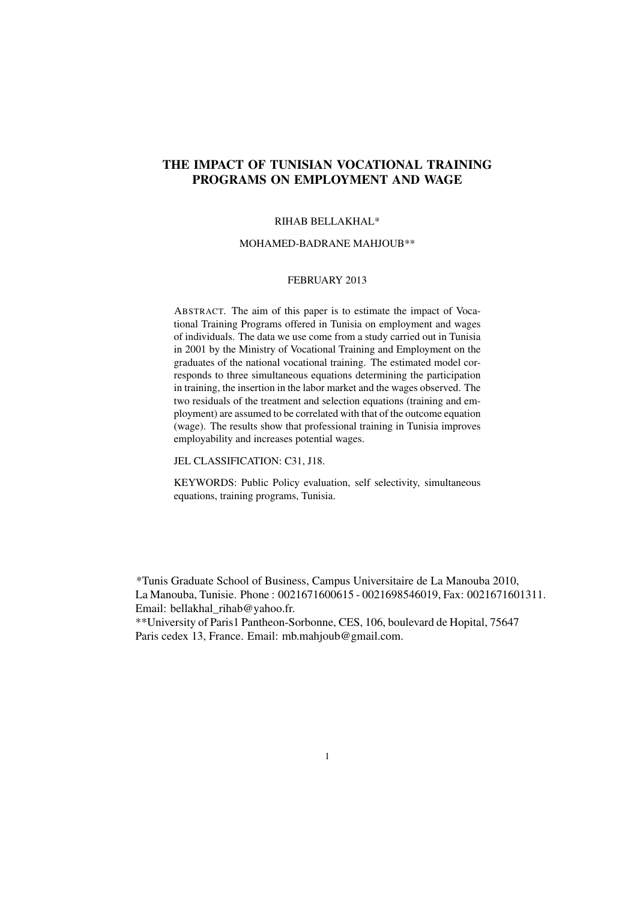# THE IMPACT OF TUNISIAN VOCATIONAL TRAINING PROGRAMS ON EMPLOYMENT AND WAGE

RIHAB BELLAKHAL*

MOHAMED-BADRANE MAHJOUB**

FEBRUARY 2013

ABSTRACT. The aim of this paper is to estimate the impact of Vocational Training Programs offered in Tunisia on employment and wages of individuals. The data we use come from a study carried out in Tunisia in 2001 by the Ministry of Vocational Training and Employment on the graduates of the national vocational training. The estimated model corresponds to three simultaneous equations determining the participation in training, the insertion in the labor market and the wages observed. The two residuals of the treatment and selection equations (training and employment) are assumed to be correlated with that of the outcome equation (wage). The results show that professional training in Tunisia improves employability and increases potential wages.

JEL CLASSIFICATION: C31, J18.

KEYWORDS: Public Policy evaluation, self selectivity, simultaneous equations, training programs, Tunisia.

*Tunis Graduate School of Business, Campus Universitaire de La Manouba 2010, La Manouba, Tunisie. Phone : 0021671600615 - 0021698546019, Fax: 0021671601311. Email: bellakhal_rihab@yahoo.fr.

**University of Paris1 Pantheon-Sorbonne, CES, 106, boulevard de Hopital, 75647 Paris cedex 13, France. Email: mb.mahjoub@gmail.com.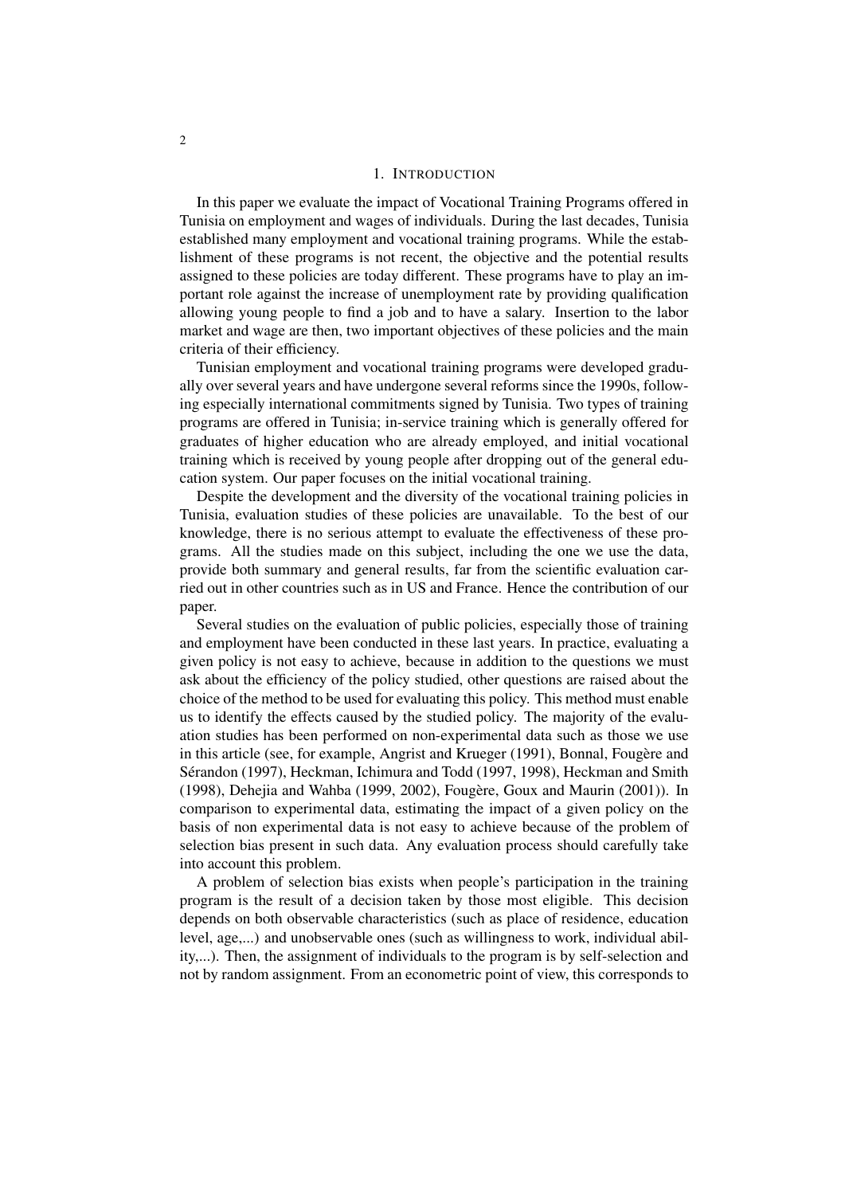## 1. Introduction

In this paper we evaluate the impact of Vocational Training Programs offered in Tunisia on employment and wages of individuals. During the last decades, Tunisia established many employment and vocational training programs. While the establishment of these programs is not recent, the objective and the potential results assigned to these policies are today different. These programs have to play an important role against the increase of unemployment rate by providing qualification allowing young people to find a job and to have a salary. Insertion to the labor market and wage are then, two important objectives of these policies and the main criteria of their efficiency.

Tunisian employment and vocational training programs were developed gradually over several years and have undergone several reforms since the 1990s, following especially international commitments signed by Tunisia. Two types of training programs are offered in Tunisia; in-service training which is generally offered for graduates of higher education who are already employed, and initial vocational training which is received by young people after dropping out of the general education system. Our paper focuses on the initial vocational training.

Despite the development and the diversity of the vocational training policies in Tunisia, evaluation studies of these policies are unavailable. To the best of our knowledge, there is no serious attempt to evaluate the effectiveness of these programs. All the studies made on this subject, including the one we use the data, provide both summary and general results, far from the scientific evaluation carried out in other countries such as in US and France. Hence the contribution of our paper.

Several studies on the evaluation of public policies, especially those of training and employment have been conducted in these last years. In practice, evaluating a given policy is not easy to achieve, because in addition to the questions we must ask about the efficiency of the policy studied, other questions are raised about the choice of the method to be used for evaluating this policy. This method must enable us to identify the effects caused by the studied policy. The majority of the evaluation studies has been performed on non-experimental data such as those we use in this article (see, for example, Angrist and Krueger (1991), Bonnal, Fougère and Sérandon (1997), Heckman, Ichimura and Todd (1997, 1998), Heckman and Smith (1998), Dehejia and Wahba (1999, 2002), Fougère, Goux and Maurin (2001)). In comparison to experimental data, estimating the impact of a given policy on the basis of non experimental data is not easy to achieve because of the problem of selection bias present in such data. Any evaluation process should carefully take into account this problem.

A problem of selection bias exists when people's participation in the training program is the result of a decision taken by those most eligible. This decision depends on both observable characteristics (such as place of residence, education level, age,...) and unobservable ones (such as willingness to work, individual ability,...). Then, the assignment of individuals to the program is by self-selection and not by random assignment. From an econometric point of view, this corresponds to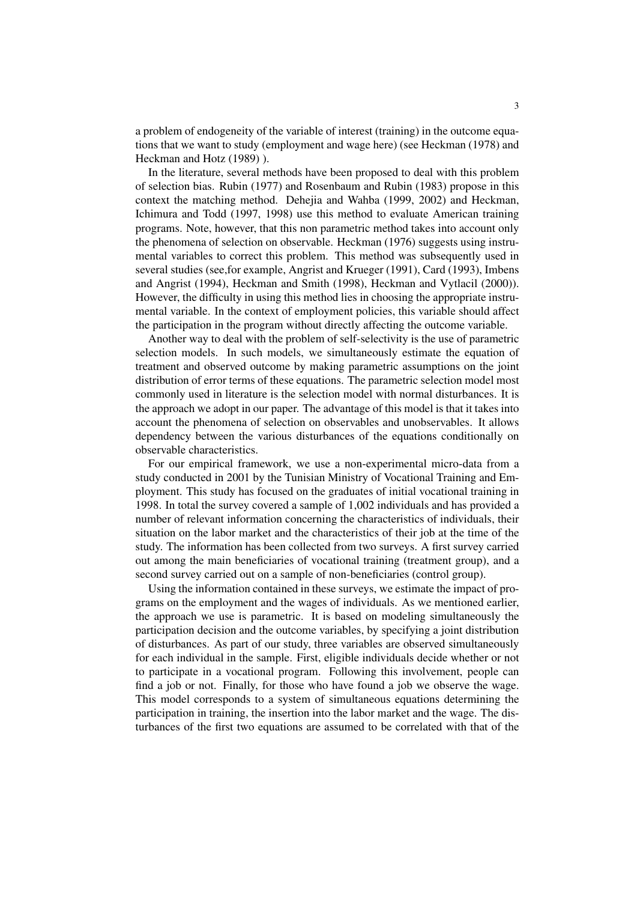a problem of endogeneity of the variable of interest (training) in the outcome equations that we want to study (employment and wage here) (see Heckman (1978) and Heckman and Hotz (1989) ).

In the literature, several methods have been proposed to deal with this problem of selection bias. Rubin (1977) and Rosenbaum and Rubin (1983) propose in this context the matching method. Dehejia and Wahba (1999, 2002) and Heckman, Ichimura and Todd (1997, 1998) use this method to evaluate American training programs. Note, however, that this non parametric method takes into account only the phenomena of selection on observable. Heckman (1976) suggests using instrumental variables to correct this problem. This method was subsequently used in several studies (see,for example, Angrist and Krueger (1991), Card (1993), Imbens and Angrist (1994), Heckman and Smith (1998), Heckman and Vytlacil (2000)). However, the difficulty in using this method lies in choosing the appropriate instrumental variable. In the context of employment policies, this variable should affect the participation in the program without directly affecting the outcome variable.

Another way to deal with the problem of self-selectivity is the use of parametric selection models. In such models, we simultaneously estimate the equation of treatment and observed outcome by making parametric assumptions on the joint distribution of error terms of these equations. The parametric selection model most commonly used in literature is the selection model with normal disturbances. It is the approach we adopt in our paper. The advantage of this model is that it takes into account the phenomena of selection on observables and unobservables. It allows dependency between the various disturbances of the equations conditionally on observable characteristics.

For our empirical framework, we use a non-experimental micro-data from a study conducted in 2001 by the Tunisian Ministry of Vocational Training and Employment. This study has focused on the graduates of initial vocational training in 1998. In total the survey covered a sample of 1,002 individuals and has provided a number of relevant information concerning the characteristics of individuals, their situation on the labor market and the characteristics of their job at the time of the study. The information has been collected from two surveys. A first survey carried out among the main beneficiaries of vocational training (treatment group), and a second survey carried out on a sample of non-beneficiaries (control group).

Using the information contained in these surveys, we estimate the impact of programs on the employment and the wages of individuals. As we mentioned earlier, the approach we use is parametric. It is based on modeling simultaneously the participation decision and the outcome variables, by specifying a joint distribution of disturbances. As part of our study, three variables are observed simultaneously for each individual in the sample. First, eligible individuals decide whether or not to participate in a vocational program. Following this involvement, people can find a job or not. Finally, for those who have found a job we observe the wage. This model corresponds to a system of simultaneous equations determining the participation in training, the insertion into the labor market and the wage. The disturbances of the first two equations are assumed to be correlated with that of the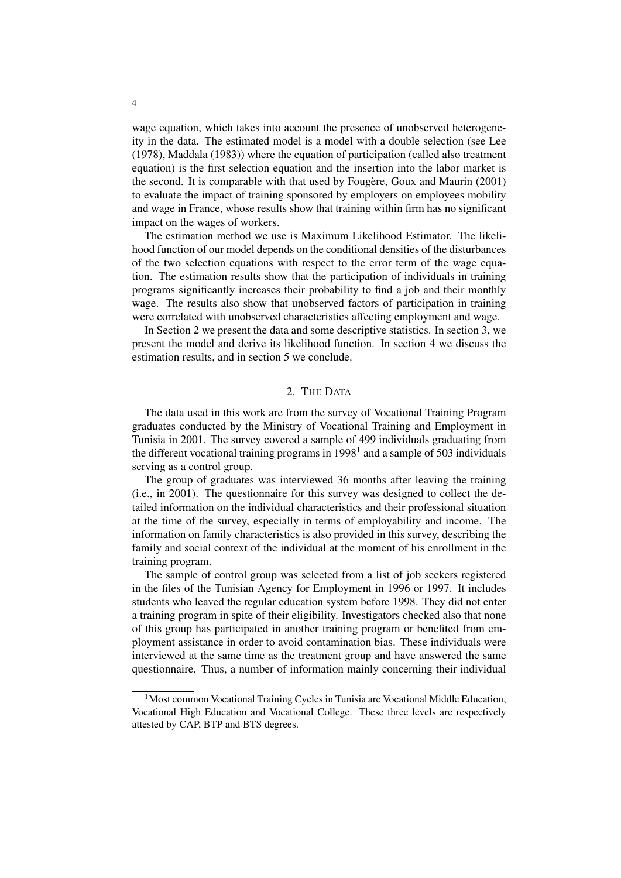wage equation, which takes into account the presence of unobserved heterogeneity in the data. The estimated model is a model with a double selection (see Lee (1978), Maddala (1983)) where the equation of participation (called also treatment equation) is the first selection equation and the insertion into the labor market is the second. It is comparable with that used by Fougère, Goux and Maurin (2001) to evaluate the impact of training sponsored by employers on employees mobility and wage in France, whose results show that training within firm has no significant impact on the wages of workers.

The estimation method we use is Maximum Likelihood Estimator. The likelihood function of our model depends on the conditional densities of the disturbances of the two selection equations with respect to the error term of the wage equation. The estimation results show that the participation of individuals in training programs significantly increases their probability to find a job and their monthly wage. The results also show that unobserved factors of participation in training were correlated with unobserved characteristics affecting employment and wage.

In Section 2 we present the data and some descriptive statistics. In section 3, we present the model and derive its likelihood function. In section 4 we discuss the estimation results, and in section 5 we conclude.

## 2. THE DATA

The data used in this work are from the survey of Vocational Training Program graduates conducted by the Ministry of Vocational Training and Employment in Tunisia in 2001. The survey covered a sample of 499 individuals graduating from the different vocational training programs in 1998[1] and a sample of 503 individuals serving as a control group.

The group of graduates was interviewed 36 months after leaving the training (i.e., in 2001). The questionnaire for this survey was designed to collect the detailed information on the individual characteristics and their professional situation at the time of the survey, especially in terms of employability and income. The information on family characteristics is also provided in this survey, describing the family and social context of the individual at the moment of his enrollment in the training program.

The sample of control group was selected from a list of job seekers registered in the files of the Tunisian Agency for Employment in 1996 or 1997. It includes students who leaved the regular education system before 1998. They did not enter a training program in spite of their eligibility. Investigators checked also that none of this group has participated in another training program or benefited from employment assistance in order to avoid contamination bias. These individuals were interviewed at the same time as the treatment group and have answered the same questionnaire. Thus, a number of information mainly concerning their individual

[1] Most common Vocational Training Cycles in Tunisia are Vocational Middle Education, Vocational High Education and Vocational College. These three levels are respectively attested by CAP, BTP and BTS degrees.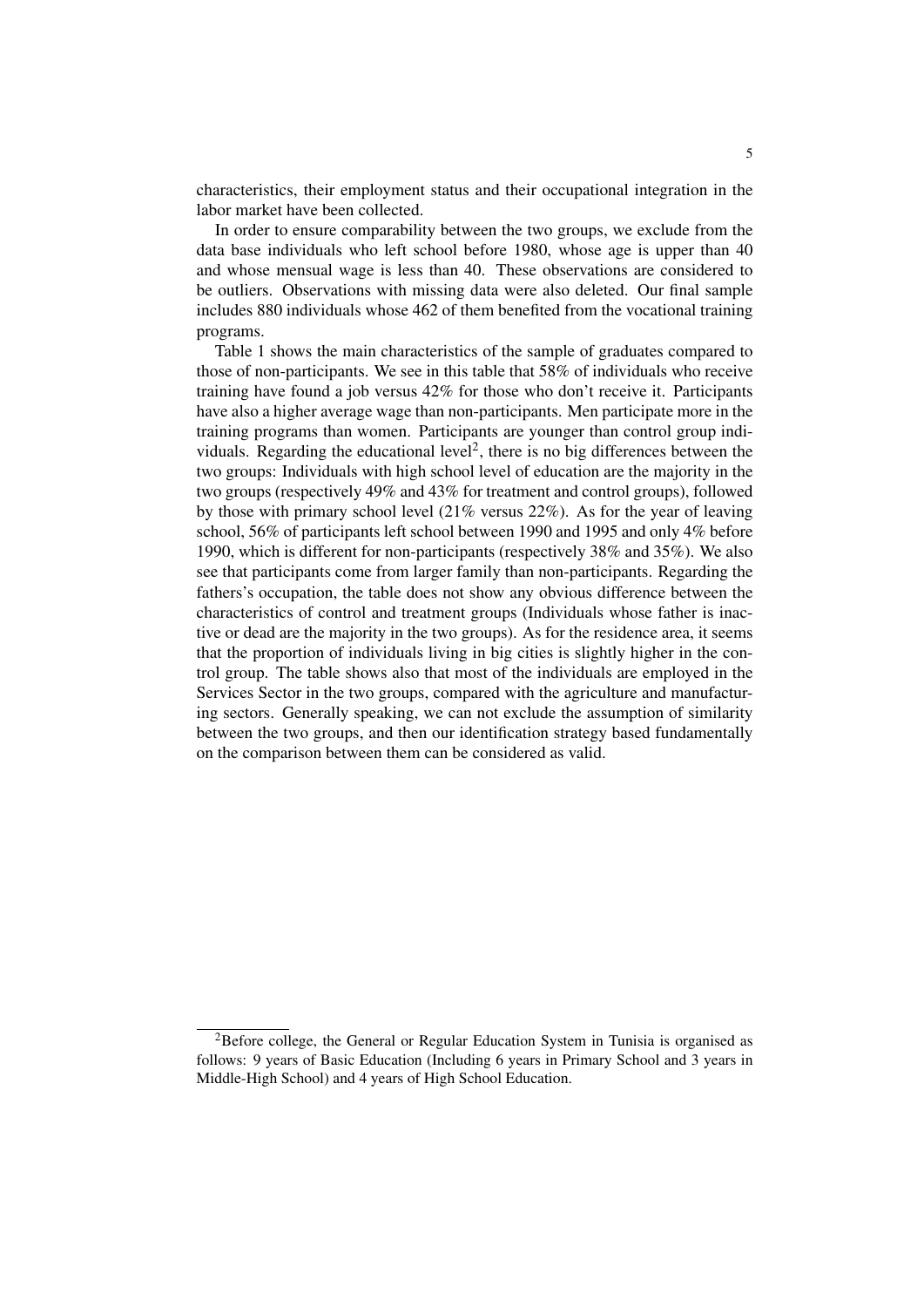characteristics, their employment status and their occupational integration in the labor market have been collected.

In order to ensure comparability between the two groups, we exclude from the data base individuals who left school before 1980, whose age is upper than 40 and whose mensual wage is less than 40. These observations are considered to be outliers. Observations with missing data were also deleted. Our final sample includes 880 individuals whose 462 of them benefited from the vocational training programs.

Table 1 shows the main characteristics of the sample of graduates compared to those of non-participants. We see in this table that 58% of individuals who receive training have found a job versus 42% for those who don't receive it. Participants have also a higher average wage than non-participants. Men participate more in the training programs than women. Participants are younger than control group individuals. Regarding the educational level[2], there is no big differences between the two groups: Individuals with high school level of education are the majority in the two groups (respectively 49% and 43% for treatment and control groups), followed by those with primary school level (21% versus 22%). As for the year of leaving school, 56% of participants left school between 1990 and 1995 and only 4% before 1990, which is different for non-participants (respectively 38% and 35%). We also see that participants come from larger family than non-participants. Regarding the fathers's occupation, the table does not show any obvious difference between the characteristics of control and treatment groups (Individuals whose father is inactive or dead are the majority in the two groups). As for the residence area, it seems that the proportion of individuals living in big cities is slightly higher in the control group. The table shows also that most of the individuals are employed in the Services Sector in the two groups, compared with the agriculture and manufacturing sectors. Generally speaking, we can not exclude the assumption of similarity between the two groups, and then our identification strategy based fundamentally on the comparison between them can be considered as valid.

[2]Before college, the General or Regular Education System in Tunisia is organised as follows: 9 years of Basic Education (Including 6 years in Primary School and 3 years in Middle-High School) and 4 years of High School Education.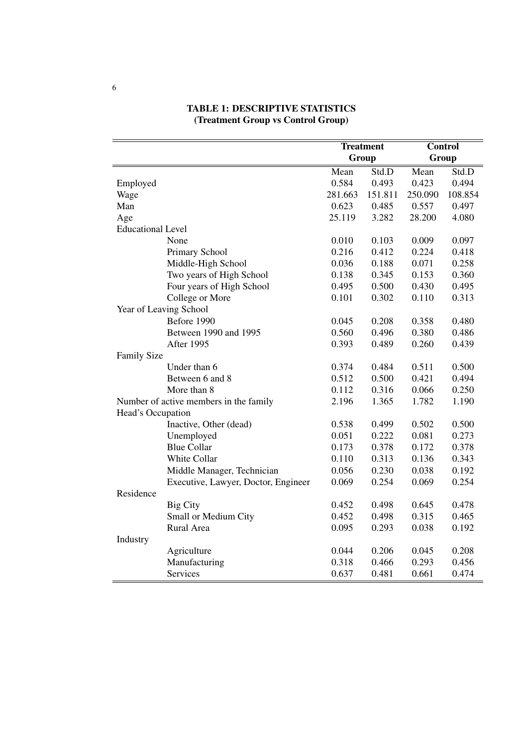**TABLE 1: DESCRIPTIVE STATISTICS**
**(Treatment Group vs Control Group)**

| | Treatment Group | | Control Group | |
|---|---|---|---|---|
| | Mean | Std.D | Mean | Std.D |
| Employed | 0.584 | 0.493 | 0.423 | 0.494 |
| Wage | 281.663 | 151.811 | 250.090 | 108.854 |
| Man | 0.623 | 0.485 | 0.557 | 0.497 |
| Age | 25.119 | 3.282 | 28.200 | 4.080 |
| Educational Level | | | | |
| None | 0.010 | 0.103 | 0.009 | 0.097 |
| Primary School | 0.216 | 0.412 | 0.224 | 0.418 |
| Middle-High School | 0.036 | 0.188 | 0.071 | 0.258 |
| Two years of High School | 0.138 | 0.345 | 0.153 | 0.360 |
| Four years of High School | 0.495 | 0.500 | 0.430 | 0.495 |
| College or More | 0.101 | 0.302 | 0.110 | 0.313 |
| Year of Leaving School | | | | |
| Before 1990 | 0.045 | 0.208 | 0.358 | 0.480 |
| Between 1990 and 1995 | 0.560 | 0.496 | 0.380 | 0.486 |
| After 1995 | 0.393 | 0.489 | 0.260 | 0.439 |
| Family Size | | | | |
| Under than 6 | 0.374 | 0.484 | 0.511 | 0.500 |
| Between 6 and 8 | 0.512 | 0.500 | 0.421 | 0.494 |
| More than 8 | 0.112 | 0.316 | 0.066 | 0.250 |
| Number of active members in the family | 2.196 | 1.365 | 1.782 | 1.190 |
| Head's Occupation | | | | |
| Inactive, Other (dead) | 0.538 | 0.499 | 0.502 | 0.500 |
| Unemployed | 0.051 | 0.222 | 0.081 | 0.273 |
| Blue Collar | 0.173 | 0.378 | 0.172 | 0.378 |
| White Collar | 0.110 | 0.313 | 0.136 | 0.343 |
| Middle Manager, Technician | 0.056 | 0.230 | 0.038 | 0.192 |
| Executive, Lawyer, Doctor, Engineer | 0.069 | 0.254 | 0.069 | 0.254 |
| Residence | | | | |
| Big City | 0.452 | 0.498 | 0.645 | 0.478 |
| Small or Medium City | 0.452 | 0.498 | 0.315 | 0.465 |
| Rural Area | 0.095 | 0.293 | 0.038 | 0.192 |
| Industry | | | | |
| Agriculture | 0.044 | 0.206 | 0.045 | 0.208 |
| Manufacturing | 0.318 | 0.466 | 0.293 | 0.456 |
| Services | 0.637 | 0.481 | 0.661 | 0.474 |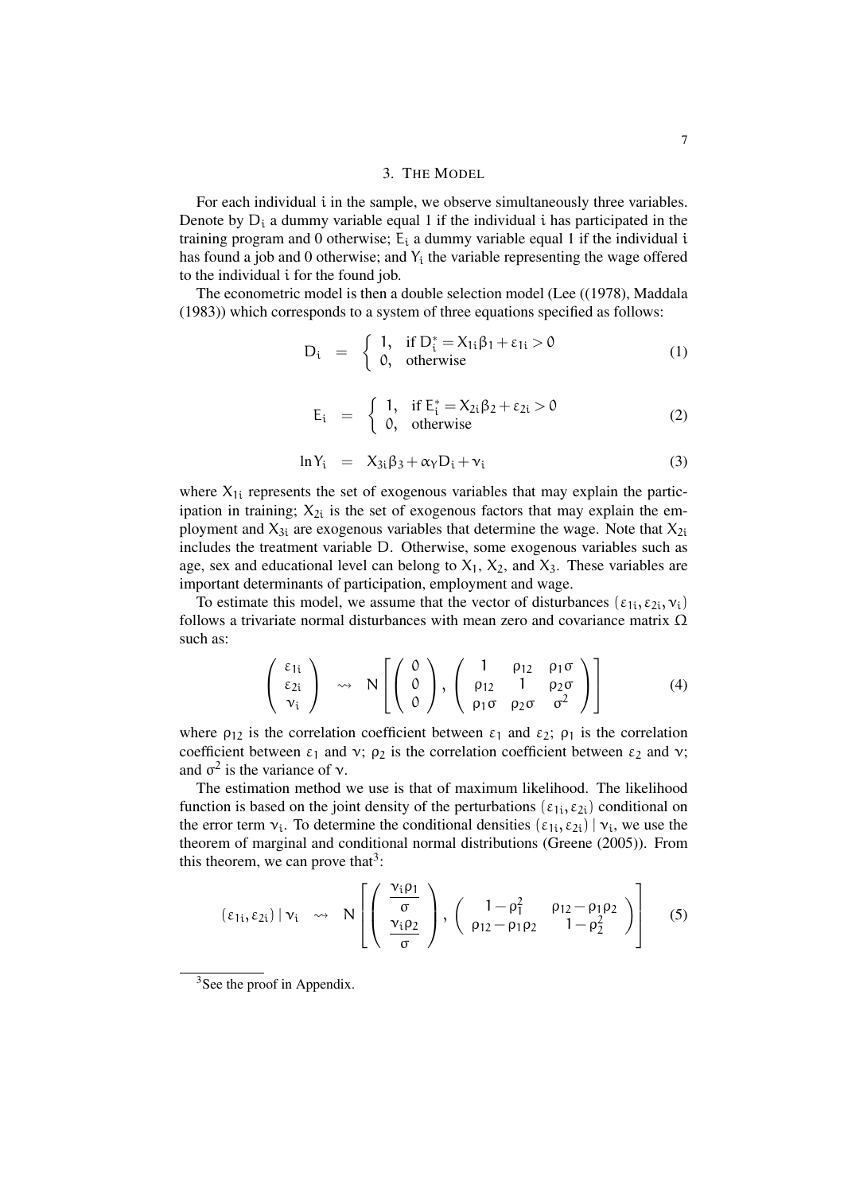## 3. The Model

For each individual $i$ in the sample, we observe simultaneously three variables. Denote by $D_i$ a dummy variable equal 1 if the individual $i$ has participated in the training program and 0 otherwise; $E_i$ a dummy variable equal 1 if the individual $i$ has found a job and 0 otherwise; and $Y_i$ the variable representing the wage offered to the individual $i$ for the found job.

The econometric model is then a double selection model (Lee ((1978), Maddala (1983)) which corresponds to a system of three equations specified as follows:

$$D_i = \begin{cases} 1, & \text{if } D_i^* = X_{1i}\beta_1 + \varepsilon_{1i} > 0 \\ 0, & \text{otherwise} \end{cases} \tag{1}$$

$$E_i = \begin{cases} 1, & \text{if } E_i^* = X_{2i}\beta_2 + \varepsilon_{2i} > 0 \\ 0, & \text{otherwise} \end{cases} \tag{2}$$

$$\ln Y_i = X_{3i}\beta_3 + \alpha_Y D_i + \nu_i \tag{3}$$

where $X_{1i}$ represents the set of exogenous variables that may explain the participation in training; $X_{2i}$ is the set of exogenous factors that may explain the employment and $X_{3i}$ are exogenous variables that determine the wage. Note that $X_{2i}$ includes the treatment variable $D$. Otherwise, some exogenous variables such as age, sex and educational level can belong to $X_1$, $X_2$, and $X_3$. These variables are important determinants of participation, employment and wage.

To estimate this model, we assume that the vector of disturbances $(\varepsilon_{1i}, \varepsilon_{2i}, \nu_i)$ follows a trivariate normal disturbances with mean zero and covariance matrix $\Omega$ such as:

$$\begin{pmatrix} \varepsilon_{1i} \\ \varepsilon_{2i} \\ \nu_i \end{pmatrix} \rightsquigarrow N\left[\begin{pmatrix} 0 \\ 0 \\ 0 \end{pmatrix}, \begin{pmatrix} 1 & \rho_{12} & \rho_1\sigma \\ \rho_{12} & 1 & \rho_2\sigma \\ \rho_1\sigma & \rho_2\sigma & \sigma^2 \end{pmatrix}\right] \tag{4}$$

where $\rho_{12}$ is the correlation coefficient between $\varepsilon_1$ and $\varepsilon_2$; $\rho_1$ is the correlation coefficient between $\varepsilon_1$ and $\nu$; $\rho_2$ is the correlation coefficient between $\varepsilon_2$ and $\nu$; and $\sigma^2$ is the variance of $\nu$.

The estimation method we use is that of maximum likelihood. The likelihood function is based on the joint density of the perturbations $(\varepsilon_{1i}, \varepsilon_{2i})$ conditional on the error term $\nu_i$. To determine the conditional densities $(\varepsilon_{1i}, \varepsilon_{2i}) \mid \nu_i$, we use the theorem of marginal and conditional normal distributions (Greene (2005)). From this theorem, we can prove that[3]:

$$(\varepsilon_{1i}, \varepsilon_{2i}) \mid \nu_i \rightsquigarrow N\left[\begin{pmatrix} \dfrac{\nu_i\rho_1}{\sigma} \\ \dfrac{\nu_i\rho_2}{\sigma} \end{pmatrix}, \begin{pmatrix} 1-\rho_1^2 & \rho_{12}-\rho_1\rho_2 \\ \rho_{12}-\rho_1\rho_2 & 1-\rho_2^2 \end{pmatrix}\right] \tag{5}$$

[3] See the proof in Appendix.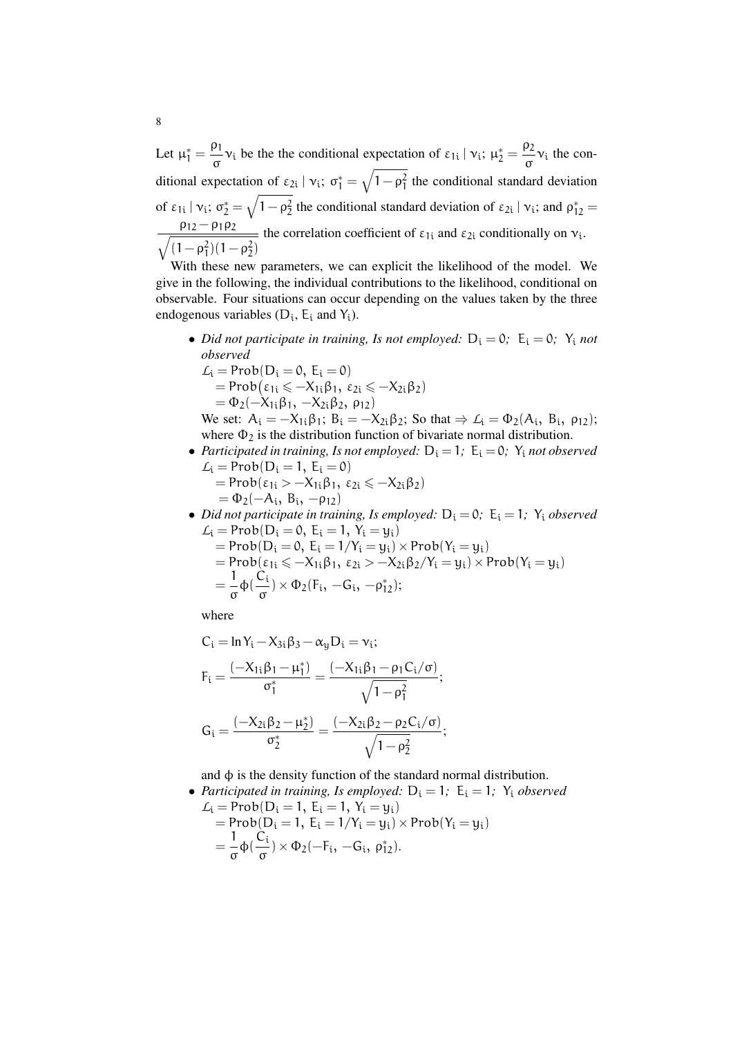Let $\mu_1^* = \frac{\rho_1}{\sigma}\nu_i$ be the the conditional expectation of $\varepsilon_{1i} \mid \nu_i$; $\mu_2^* = \frac{\rho_2}{\sigma}\nu_i$ the conditional expectation of $\varepsilon_{2i} \mid \nu_i$; $\sigma_1^* = \sqrt{1-\rho_1^2}$ the conditional standard deviation of $\varepsilon_{1i} \mid \nu_i$; $\sigma_2^* = \sqrt{1-\rho_2^2}$ the conditional standard deviation of $\varepsilon_{2i} \mid \nu_i$; and $\rho_{12}^* = \frac{\rho_{12} - \rho_1\rho_2}{\sqrt{(1-\rho_1^2)(1-\rho_2^2)}}$ the correlation coefficient of $\varepsilon_{1i}$ and $\varepsilon_{2i}$ conditionally on $\nu_i$.

With these new parameters, we can explicit the likelihood of the model. We give in the following, the individual contributions to the likelihood, conditional on observable. Four situations can occur depending on the values taken by the three endogenous variables ($D_i$, $E_i$ and $Y_i$).

- *Did not participate in training, Is not employed:* $D_i = 0$; $E_i = 0$; $Y_i$ *not observed*

  $\mathcal{L}_i = \text{Prob}(D_i = 0,\ E_i = 0)$
  $= \text{Prob}(\varepsilon_{1i} \leqslant -X_{1i}\beta_1,\ \varepsilon_{2i} \leqslant -X_{2i}\beta_2)$
  $= \Phi_2(-X_{1i}\beta_1,\ -X_{2i}\beta_2,\ \rho_{12})$

  We set: $A_i = -X_{1i}\beta_1$; $B_i = -X_{2i}\beta_2$; So that $\Rightarrow \mathcal{L}_i = \Phi_2(A_i,\ B_i,\ \rho_{12})$; where $\Phi_2$ is the distribution function of bivariate normal distribution.

- *Participated in training, Is not employed:* $D_i = 1$; $E_i = 0$; $Y_i$ *not observed*

  $\mathcal{L}_i = \text{Prob}(D_i = 1,\ E_i = 0)$
  $= \text{Prob}(\varepsilon_{1i} > -X_{1i}\beta_1,\ \varepsilon_{2i} \leqslant -X_{2i}\beta_2)$
  $= \Phi_2(-A_i,\ B_i,\ -\rho_{12})$

- *Did not participate in training, Is employed:* $D_i = 0$; $E_i = 1$; $Y_i$ *observed*

  $\mathcal{L}_i = \text{Prob}(D_i = 0,\ E_i = 1,\ Y_i = y_i)$
  $= \text{Prob}(D_i = 0,\ E_i = 1 / Y_i = y_i) \times \text{Prob}(Y_i = y_i)$
  $= \text{Prob}(\varepsilon_{1i} \leqslant -X_{1i}\beta_1,\ \varepsilon_{2i} > -X_{2i}\beta_2 / Y_i = y_i) \times \text{Prob}(Y_i = y_i)$
  $= \frac{1}{\sigma}\phi(\frac{C_i}{\sigma}) \times \Phi_2(F_i,\ -G_i,\ -\rho_{12}^*)$;

  where

  $$C_i = \ln Y_i - X_{3i}\beta_3 - \alpha_y D_i = \nu_i;$$

  $$F_i = \frac{(-X_{1i}\beta_1 - \mu_1^*)}{\sigma_1^*} = \frac{(-X_{1i}\beta_1 - \rho_1 C_i/\sigma)}{\sqrt{1-\rho_1^2}};$$

  $$G_i = \frac{(-X_{2i}\beta_2 - \mu_2^*)}{\sigma_2^*} = \frac{(-X_{2i}\beta_2 - \rho_2 C_i/\sigma)}{\sqrt{1-\rho_2^2}};$$

  and $\phi$ is the density function of the standard normal distribution.

- *Participated in training, Is employed:* $D_i = 1$; $E_i = 1$; $Y_i$ *observed*

  $\mathcal{L}_i = \text{Prob}(D_i = 1,\ E_i = 1,\ Y_i = y_i)$
  $= \text{Prob}(D_i = 1,\ E_i = 1 / Y_i = y_i) \times \text{Prob}(Y_i = y_i)$
  $= \frac{1}{\sigma}\phi(\frac{C_i}{\sigma}) \times \Phi_2(-F_i,\ -G_i,\ \rho_{12}^*)$.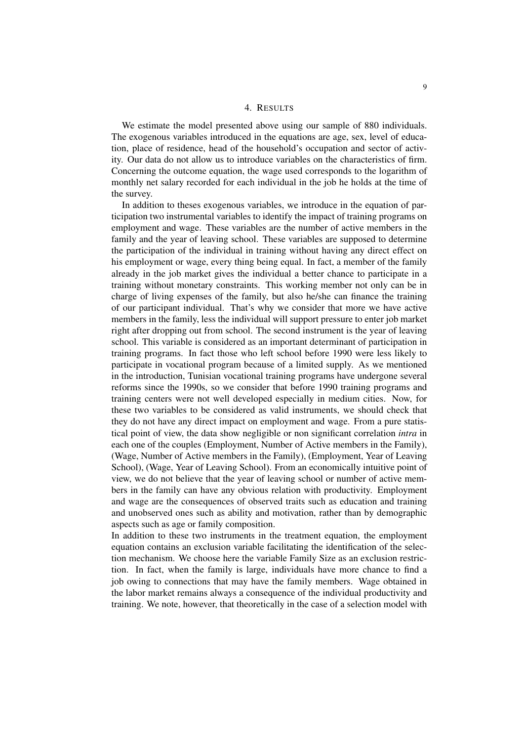## 4. RESULTS

We estimate the model presented above using our sample of 880 individuals. The exogenous variables introduced in the equations are age, sex, level of education, place of residence, head of the household's occupation and sector of activity. Our data do not allow us to introduce variables on the characteristics of firm. Concerning the outcome equation, the wage used corresponds to the logarithm of monthly net salary recorded for each individual in the job he holds at the time of the survey.

In addition to theses exogenous variables, we introduce in the equation of participation two instrumental variables to identify the impact of training programs on employment and wage. These variables are the number of active members in the family and the year of leaving school. These variables are supposed to determine the participation of the individual in training without having any direct effect on his employment or wage, every thing being equal. In fact, a member of the family already in the job market gives the individual a better chance to participate in a training without monetary constraints. This working member not only can be in charge of living expenses of the family, but also he/she can finance the training of our participant individual. That's why we consider that more we have active members in the family, less the individual will support pressure to enter job market right after dropping out from school. The second instrument is the year of leaving school. This variable is considered as an important determinant of participation in training programs. In fact those who left school before 1990 were less likely to participate in vocational program because of a limited supply. As we mentioned in the introduction, Tunisian vocational training programs have undergone several reforms since the 1990s, so we consider that before 1990 training programs and training centers were not well developed especially in medium cities. Now, for these two variables to be considered as valid instruments, we should check that they do not have any direct impact on employment and wage. From a pure statistical point of view, the data show negligible or non significant correlation *intra* in each one of the couples (Employment, Number of Active members in the Family), (Wage, Number of Active members in the Family), (Employment, Year of Leaving School), (Wage, Year of Leaving School). From an economically intuitive point of view, we do not believe that the year of leaving school or number of active members in the family can have any obvious relation with productivity. Employment and wage are the consequences of observed traits such as education and training and unobserved ones such as ability and motivation, rather than by demographic aspects such as age or family composition.

In addition to these two instruments in the treatment equation, the employment equation contains an exclusion variable facilitating the identification of the selection mechanism. We choose here the variable Family Size as an exclusion restriction. In fact, when the family is large, individuals have more chance to find a job owing to connections that may have the family members. Wage obtained in the labor market remains always a consequence of the individual productivity and training. We note, however, that theoretically in the case of a selection model with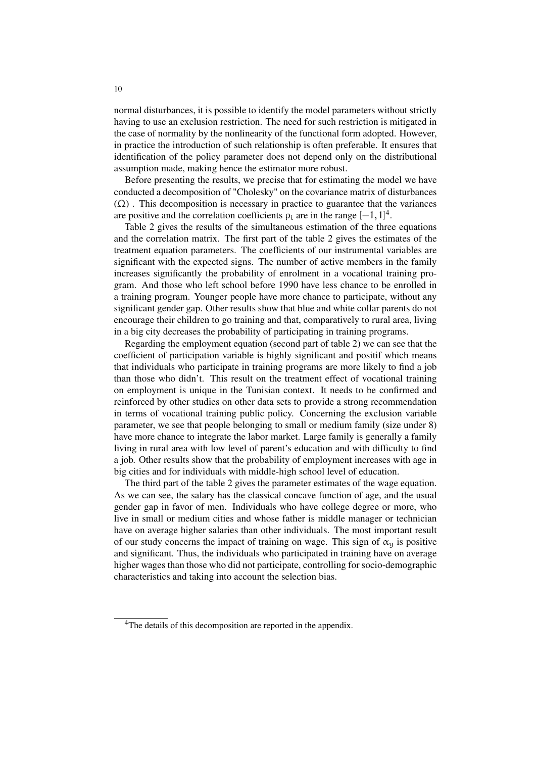normal disturbances, it is possible to identify the model parameters without strictly having to use an exclusion restriction. The need for such restriction is mitigated in the case of normality by the nonlinearity of the functional form adopted. However, in practice the introduction of such relationship is often preferable. It ensures that identification of the policy parameter does not depend only on the distributional assumption made, making hence the estimator more robust.

Before presenting the results, we precise that for estimating the model we have conducted a decomposition of "Cholesky" on the covariance matrix of disturbances $(\Omega)$ . This decomposition is necessary in practice to guarantee that the variances are positive and the correlation coefficients $\rho_i$ are in the range $[-1, 1]$[4].

Table 2 gives the results of the simultaneous estimation of the three equations and the correlation matrix. The first part of the table 2 gives the estimates of the treatment equation parameters. The coefficients of our instrumental variables are significant with the expected signs. The number of active members in the family increases significantly the probability of enrolment in a vocational training program. And those who left school before 1990 have less chance to be enrolled in a training program. Younger people have more chance to participate, without any significant gender gap. Other results show that blue and white collar parents do not encourage their children to go training and that, comparatively to rural area, living in a big city decreases the probability of participating in training programs.

Regarding the employment equation (second part of table 2) we can see that the coefficient of participation variable is highly significant and positif which means that individuals who participate in training programs are more likely to find a job than those who didn't. This result on the treatment effect of vocational training on employment is unique in the Tunisian context. It needs to be confirmed and reinforced by other studies on other data sets to provide a strong recommendation in terms of vocational training public policy. Concerning the exclusion variable parameter, we see that people belonging to small or medium family (size under 8) have more chance to integrate the labor market. Large family is generally a family living in rural area with low level of parent's education and with difficulty to find a job. Other results show that the probability of employment increases with age in big cities and for individuals with middle-high school level of education.

The third part of the table 2 gives the parameter estimates of the wage equation. As we can see, the salary has the classical concave function of age, and the usual gender gap in favor of men. Individuals who have college degree or more, who live in small or medium cities and whose father is middle manager or technician have on average higher salaries than other individuals. The most important result of our study concerns the impact of training on wage. This sign of $\alpha_y$ is positive and significant. Thus, the individuals who participated in training have on average higher wages than those who did not participate, controlling for socio-demographic characteristics and taking into account the selection bias.

[4] The details of this decomposition are reported in the appendix.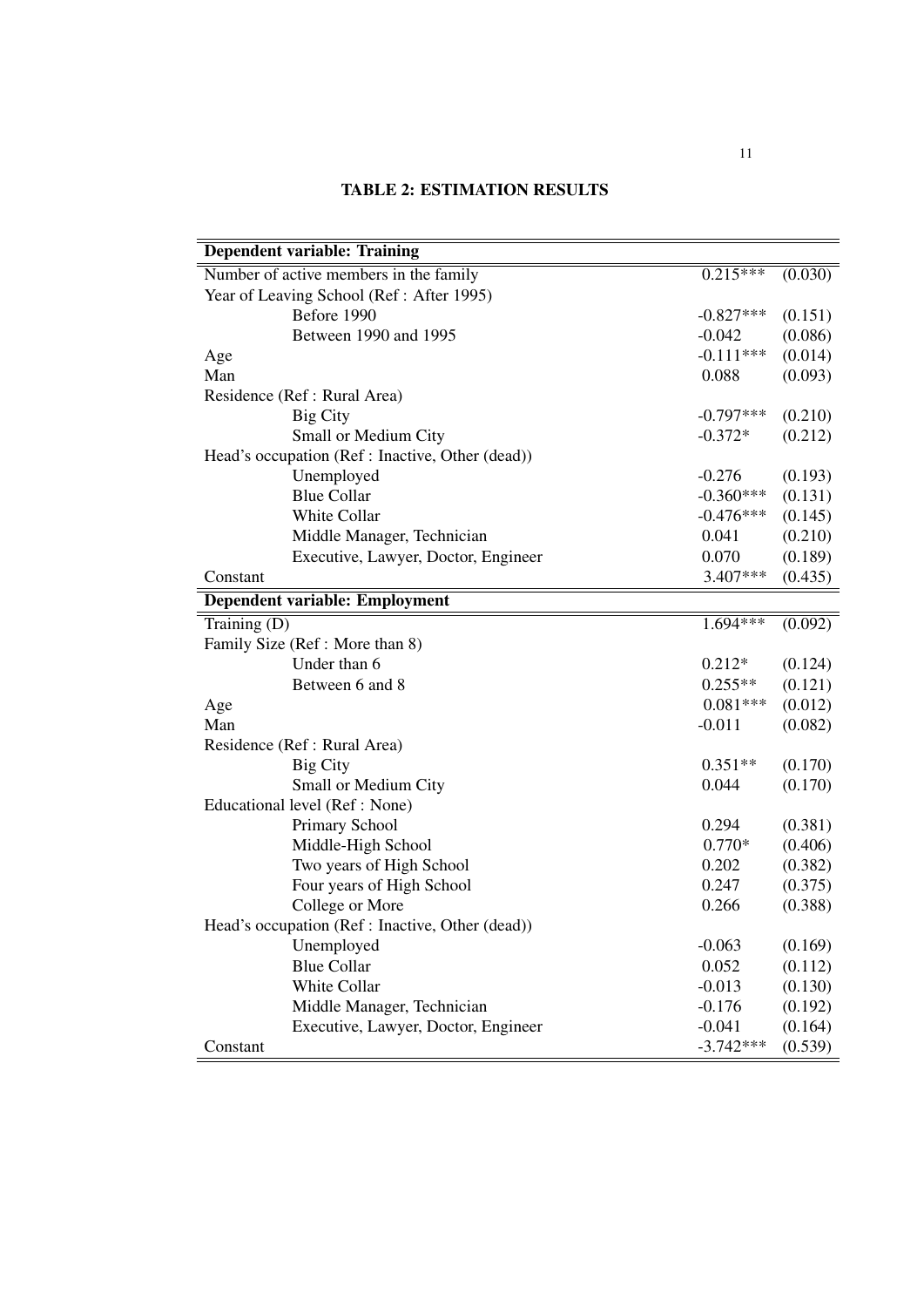**TABLE 2: ESTIMATION RESULTS**

| **Dependent variable: Training** | | |
|---|---|---|
| Number of active members in the family | 0.215*** | (0.030) |
| Year of Leaving School (Ref : After 1995) | | |
| Before 1990 | -0.827*** | (0.151) |
| Between 1990 and 1995 | -0.042 | (0.086) |
| Age | -0.111*** | (0.014) |
| Man | 0.088 | (0.093) |
| Residence (Ref : Rural Area) | | |
| Big City | -0.797*** | (0.210) |
| Small or Medium City | -0.372* | (0.212) |
| Head's occupation (Ref : Inactive, Other (dead)) | | |
| Unemployed | -0.276 | (0.193) |
| Blue Collar | -0.360*** | (0.131) |
| White Collar | -0.476*** | (0.145) |
| Middle Manager, Technician | 0.041 | (0.210) |
| Executive, Lawyer, Doctor, Engineer | 0.070 | (0.189) |
| Constant | 3.407*** | (0.435) |
| **Dependent variable: Employment** | | |
| Training (D) | 1.694*** | (0.092) |
| Family Size (Ref : More than 8) | | |
| Under than 6 | 0.212* | (0.124) |
| Between 6 and 8 | 0.255** | (0.121) |
| Age | 0.081*** | (0.012) |
| Man | -0.011 | (0.082) |
| Residence (Ref : Rural Area) | | |
| Big City | 0.351** | (0.170) |
| Small or Medium City | 0.044 | (0.170) |
| Educational level (Ref : None) | | |
| Primary School | 0.294 | (0.381) |
| Middle-High School | 0.770* | (0.406) |
| Two years of High School | 0.202 | (0.382) |
| Four years of High School | 0.247 | (0.375) |
| College or More | 0.266 | (0.388) |
| Head's occupation (Ref : Inactive, Other (dead)) | | |
| Unemployed | -0.063 | (0.169) |
| Blue Collar | 0.052 | (0.112) |
| White Collar | -0.013 | (0.130) |
| Middle Manager, Technician | -0.176 | (0.192) |
| Executive, Lawyer, Doctor, Engineer | -0.041 | (0.164) |
| Constant | -3.742*** | (0.539) |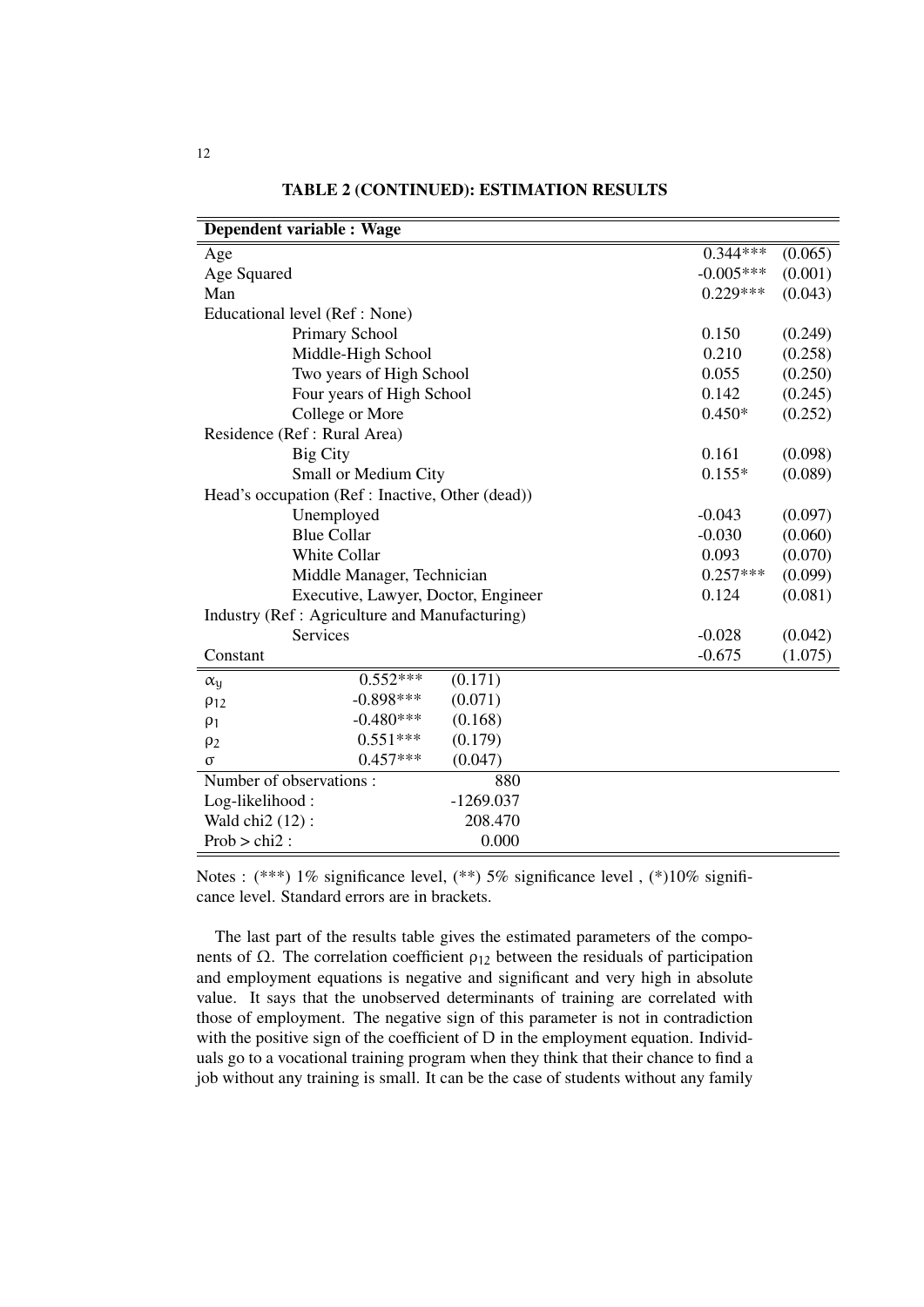**TABLE 2 (CONTINUED): ESTIMATION RESULTS**

| Dependent variable : Wage | | |
|---|---|---|
| Age | 0.344*** | (0.065) |
| Age Squared | -0.005*** | (0.001) |
| Man | 0.229*** | (0.043) |
| Educational level (Ref : None) | | |
| Primary School | 0.150 | (0.249) |
| Middle-High School | 0.210 | (0.258) |
| Two years of High School | 0.055 | (0.250) |
| Four years of High School | 0.142 | (0.245) |
| College or More | 0.450* | (0.252) |
| Residence (Ref : Rural Area) | | |
| Big City | 0.161 | (0.098) |
| Small or Medium City | 0.155* | (0.089) |
| Head's occupation (Ref : Inactive, Other (dead)) | | |
| Unemployed | -0.043 | (0.097) |
| Blue Collar | -0.030 | (0.060) |
| White Collar | 0.093 | (0.070) |
| Middle Manager, Technician | 0.257*** | (0.099) |
| Executive, Lawyer, Doctor, Engineer | 0.124 | (0.081) |
| Industry (Ref : Agriculture and Manufacturing) | | |
| Services | -0.028 | (0.042) |
| Constant | -0.675 | (1.075) |
| $\alpha_y$ | 0.552*** | (0.171) |
| $\rho_{12}$ | -0.898*** | (0.071) |
| $\rho_1$ | -0.480*** | (0.168) |
| $\rho_2$ | 0.551*** | (0.179) |
| $\sigma$ | 0.457*** | (0.047) |
| Number of observations : | 880 | |
| Log-likelihood : | -1269.037 | |
| Wald chi2 (12) : | 208.470 | |
| Prob > chi2 : | 0.000 | |

Notes : (***) 1% significance level, (**) 5% significance level , (*)10% significance level. Standard errors are in brackets.

The last part of the results table gives the estimated parameters of the components of $\Omega$. The correlation coefficient $\rho_{12}$ between the residuals of participation and employment equations is negative and significant and very high in absolute value. It says that the unobserved determinants of training are correlated with those of employment. The negative sign of this parameter is not in contradiction with the positive sign of the coefficient of D in the employment equation. Individuals go to a vocational training program when they think that their chance to find a job without any training is small. It can be the case of students without any family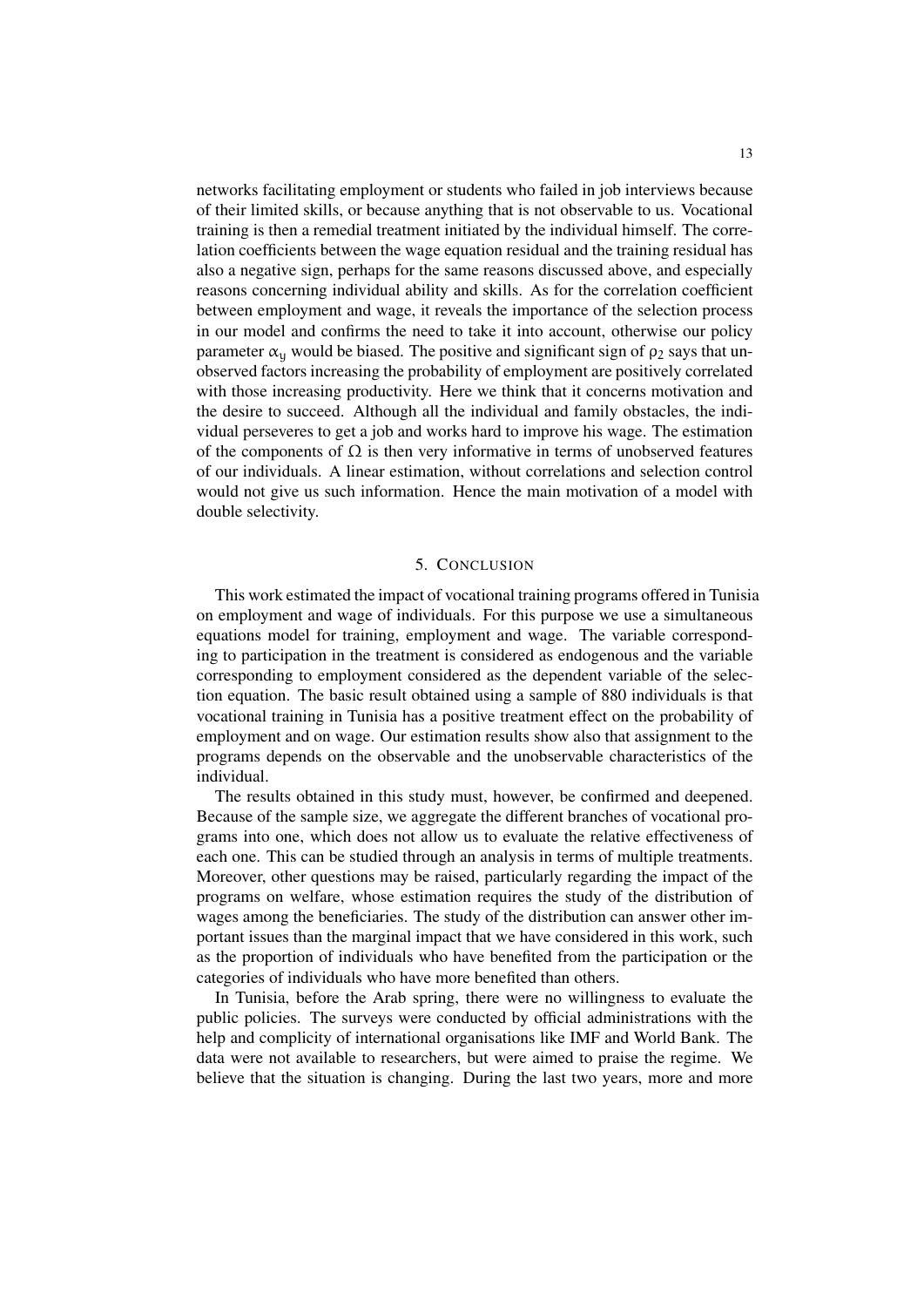networks facilitating employment or students who failed in job interviews because of their limited skills, or because anything that is not observable to us. Vocational training is then a remedial treatment initiated by the individual himself. The correlation coefficients between the wage equation residual and the training residual has also a negative sign, perhaps for the same reasons discussed above, and especially reasons concerning individual ability and skills. As for the correlation coefficient between employment and wage, it reveals the importance of the selection process in our model and confirms the need to take it into account, otherwise our policy parameter $\alpha_y$ would be biased. The positive and significant sign of $\rho_2$ says that unobserved factors increasing the probability of employment are positively correlated with those increasing productivity. Here we think that it concerns motivation and the desire to succeed. Although all the individual and family obstacles, the individual perseveres to get a job and works hard to improve his wage. The estimation of the components of $\Omega$ is then very informative in terms of unobserved features of our individuals. A linear estimation, without correlations and selection control would not give us such information. Hence the main motivation of a model with double selectivity.

## 5. Conclusion

This work estimated the impact of vocational training programs offered in Tunisia on employment and wage of individuals. For this purpose we use a simultaneous equations model for training, employment and wage. The variable corresponding to participation in the treatment is considered as endogenous and the variable corresponding to employment considered as the dependent variable of the selection equation. The basic result obtained using a sample of 880 individuals is that vocational training in Tunisia has a positive treatment effect on the probability of employment and on wage. Our estimation results show also that assignment to the programs depends on the observable and the unobservable characteristics of the individual.

The results obtained in this study must, however, be confirmed and deepened. Because of the sample size, we aggregate the different branches of vocational programs into one, which does not allow us to evaluate the relative effectiveness of each one. This can be studied through an analysis in terms of multiple treatments. Moreover, other questions may be raised, particularly regarding the impact of the programs on welfare, whose estimation requires the study of the distribution of wages among the beneficiaries. The study of the distribution can answer other important issues than the marginal impact that we have considered in this work, such as the proportion of individuals who have benefited from the participation or the categories of individuals who have more benefited than others.

In Tunisia, before the Arab spring, there were no willingness to evaluate the public policies. The surveys were conducted by official administrations with the help and complicity of international organisations like IMF and World Bank. The data were not available to researchers, but were aimed to praise the regime. We believe that the situation is changing. During the last two years, more and more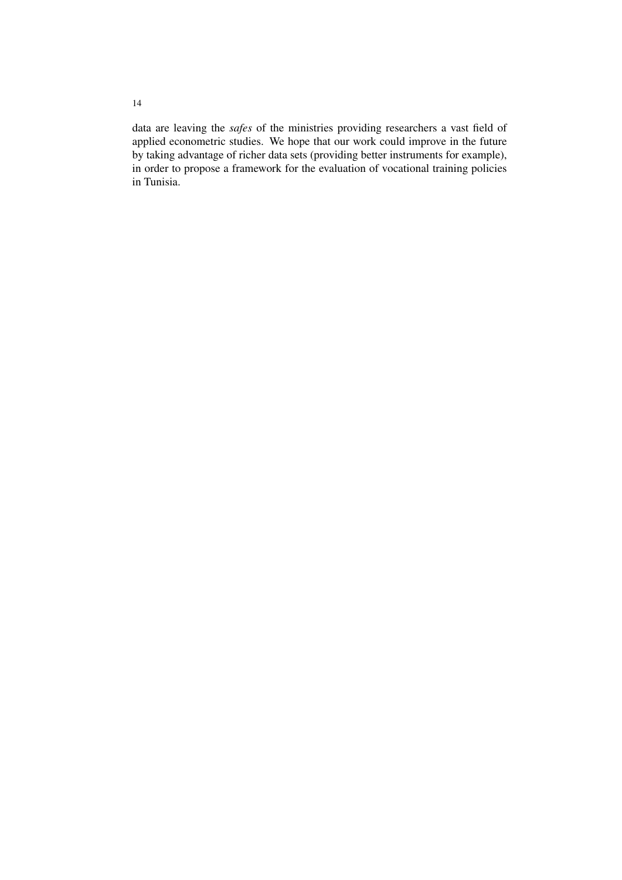data are leaving the *safes* of the ministries providing researchers a vast field of applied econometric studies. We hope that our work could improve in the future by taking advantage of richer data sets (providing better instruments for example), in order to propose a framework for the evaluation of vocational training policies in Tunisia.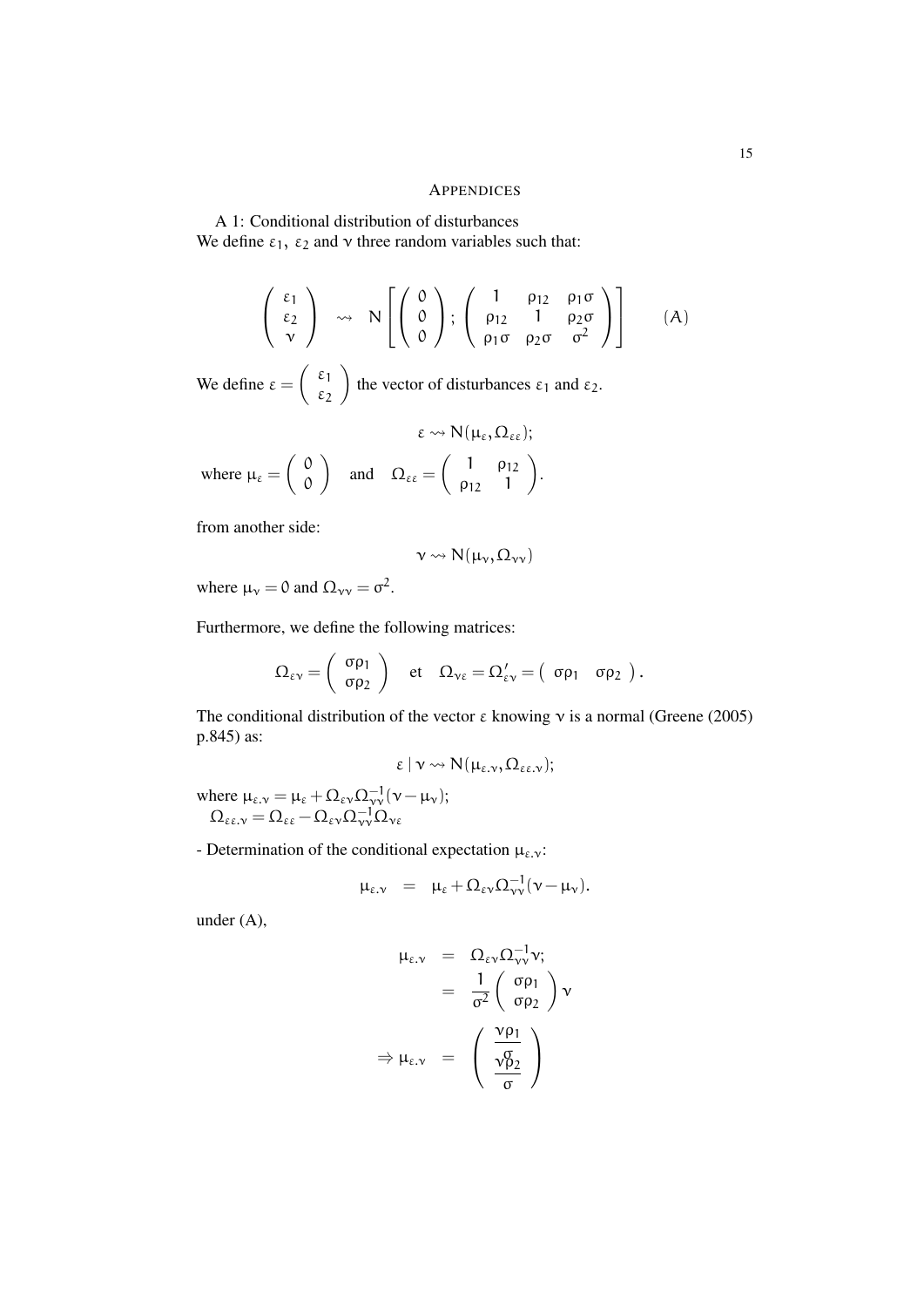# APPENDICES

A 1: Conditional distribution of disturbances

We define $\varepsilon_1$, $\varepsilon_2$ and $\nu$ three random variables such that:

$$\begin{pmatrix} \varepsilon_1 \\ \varepsilon_2 \\ \nu \end{pmatrix} \rightsquigarrow N\left[ \begin{pmatrix} 0 \\ 0 \\ 0 \end{pmatrix}; \begin{pmatrix} 1 & \rho_{12} & \rho_1\sigma \\ \rho_{12} & 1 & \rho_2\sigma \\ \rho_1\sigma & \rho_2\sigma & \sigma^2 \end{pmatrix} \right] \qquad (A)$$

We define $\varepsilon = \begin{pmatrix} \varepsilon_1 \\ \varepsilon_2 \end{pmatrix}$ the vector of disturbances $\varepsilon_1$ and $\varepsilon_2$.

$$\varepsilon \rightsquigarrow N(\mu_\varepsilon, \Omega_{\varepsilon\varepsilon});$$

where $\mu_\varepsilon = \begin{pmatrix} 0 \\ 0 \end{pmatrix}$ and $\Omega_{\varepsilon\varepsilon} = \begin{pmatrix} 1 & \rho_{12} \\ \rho_{12} & 1 \end{pmatrix}$.

from another side:

$$\nu \rightsquigarrow N(\mu_\nu, \Omega_{\nu\nu})$$

where $\mu_\nu = 0$ and $\Omega_{\nu\nu} = \sigma^2$.

Furthermore, we define the following matrices:

$$\Omega_{\varepsilon\nu} = \begin{pmatrix} \sigma\rho_1 \\ \sigma\rho_2 \end{pmatrix} \quad \text{et} \quad \Omega_{\nu\varepsilon} = \Omega'_{\varepsilon\nu} = \begin{pmatrix} \sigma\rho_1 & \sigma\rho_2 \end{pmatrix}.$$

The conditional distribution of the vector $\varepsilon$ knowing $\nu$ is a normal (Greene (2005) p.845) as:

$$\varepsilon \mid \nu \rightsquigarrow N(\mu_{\varepsilon.\nu}, \Omega_{\varepsilon\varepsilon.\nu});$$

where $\mu_{\varepsilon.\nu} = \mu_\varepsilon + \Omega_{\varepsilon\nu}\Omega_{\nu\nu}^{-1}(\nu - \mu_\nu)$;
$\Omega_{\varepsilon\varepsilon.\nu} = \Omega_{\varepsilon\varepsilon} - \Omega_{\varepsilon\nu}\Omega_{\nu\nu}^{-1}\Omega_{\nu\varepsilon}$

- Determination of the conditional expectation $\mu_{\varepsilon.\nu}$:

$$\mu_{\varepsilon.\nu} = \mu_\varepsilon + \Omega_{\varepsilon\nu}\Omega_{\nu\nu}^{-1}(\nu - \mu_\nu).$$

under (A),

$$\begin{aligned} \mu_{\varepsilon.\nu} &= \Omega_{\varepsilon\nu}\Omega_{\nu\nu}^{-1}\nu; \\ &= \frac{1}{\sigma^2}\begin{pmatrix} \sigma\rho_1 \\ \sigma\rho_2 \end{pmatrix}\nu \\ \Rightarrow \mu_{\varepsilon.\nu} &= \begin{pmatrix} \dfrac{\nu\rho_1}{\sigma} \\ \dfrac{\nu\rho_2}{\sigma} \end{pmatrix} \end{aligned}$$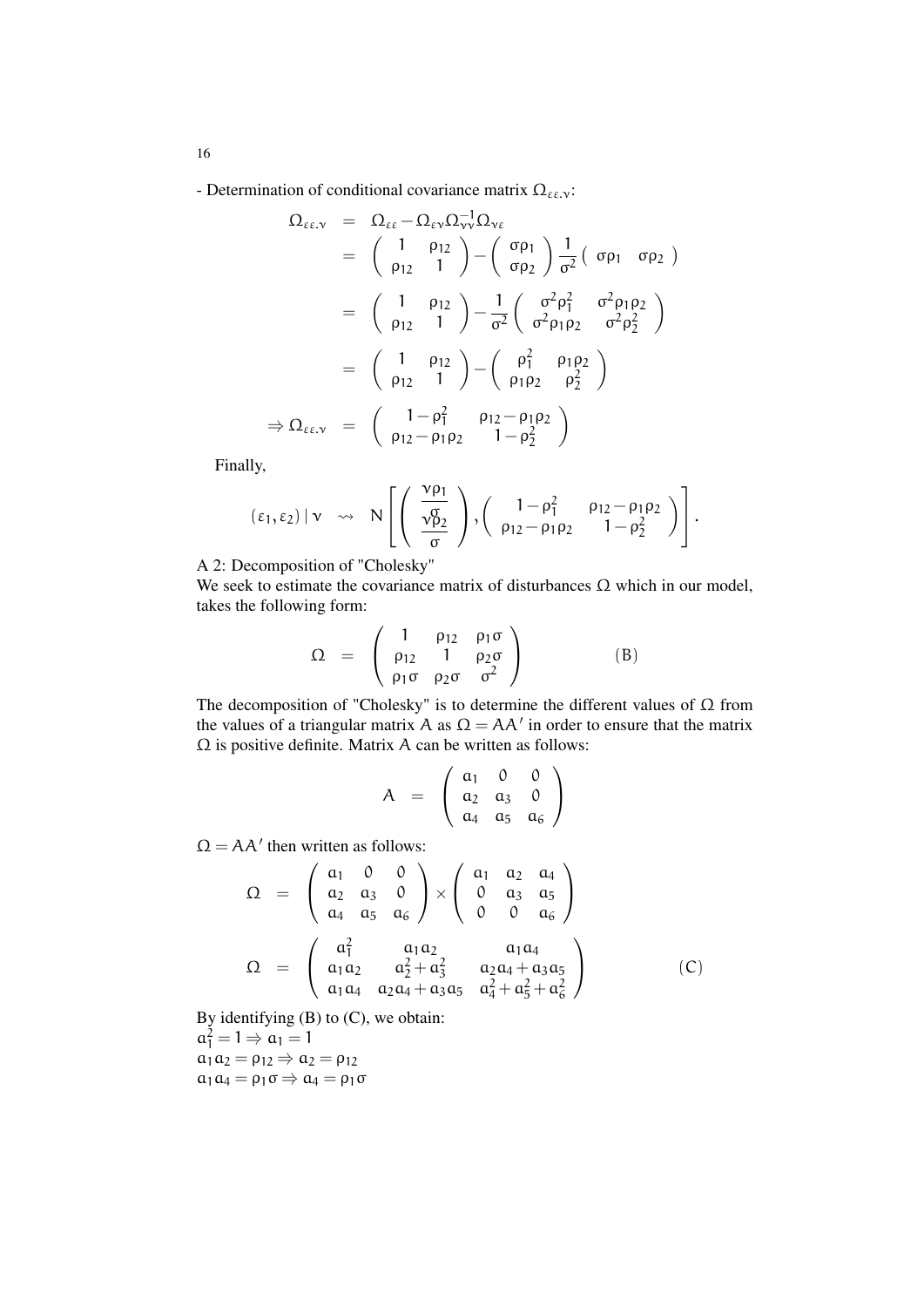- Determination of conditional covariance matrix $\Omega_{\varepsilon\varepsilon.\nu}$:

$$
\begin{aligned}
\Omega_{\varepsilon\varepsilon.\nu} &= \Omega_{\varepsilon\varepsilon} - \Omega_{\varepsilon\nu}\Omega_{\nu\nu}^{-1}\Omega_{\nu\varepsilon} \\
&= \begin{pmatrix} 1 & \rho_{12} \\ \rho_{12} & 1 \end{pmatrix} - \begin{pmatrix} \sigma\rho_1 \\ \sigma\rho_2 \end{pmatrix} \frac{1}{\sigma^2} \begin{pmatrix} \sigma\rho_1 & \sigma\rho_2 \end{pmatrix} \\
&= \begin{pmatrix} 1 & \rho_{12} \\ \rho_{12} & 1 \end{pmatrix} - \frac{1}{\sigma^2} \begin{pmatrix} \sigma^2\rho_1^2 & \sigma^2\rho_1\rho_2 \\ \sigma^2\rho_1\rho_2 & \sigma^2\rho_2^2 \end{pmatrix} \\
&= \begin{pmatrix} 1 & \rho_{12} \\ \rho_{12} & 1 \end{pmatrix} - \begin{pmatrix} \rho_1^2 & \rho_1\rho_2 \\ \rho_1\rho_2 & \rho_2^2 \end{pmatrix} \\
\Rightarrow \Omega_{\varepsilon\varepsilon.\nu} &= \begin{pmatrix} 1-\rho_1^2 & \rho_{12}-\rho_1\rho_2 \\ \rho_{12}-\rho_1\rho_2 & 1-\rho_2^2 \end{pmatrix}
\end{aligned}
$$

Finally,

$$
(\varepsilon_1, \varepsilon_2) \mid \nu \rightsquigarrow N\left[ \begin{pmatrix} \dfrac{\nu\rho_1}{\sigma} \\ \dfrac{\nu\rho_2}{\sigma} \end{pmatrix}, \begin{pmatrix} 1-\rho_1^2 & \rho_{12}-\rho_1\rho_2 \\ \rho_{12}-\rho_1\rho_2 & 1-\rho_2^2 \end{pmatrix} \right].
$$

A 2: Decomposition of "Cholesky"

We seek to estimate the covariance matrix of disturbances $\Omega$ which in our model, takes the following form:

$$
\Omega = \begin{pmatrix} 1 & \rho_{12} & \rho_1\sigma \\ \rho_{12} & 1 & \rho_2\sigma \\ \rho_1\sigma & \rho_2\sigma & \sigma^2 \end{pmatrix} \qquad (B)
$$

The decomposition of "Cholesky" is to determine the different values of $\Omega$ from the values of a triangular matrix $A$ as $\Omega = AA'$ in order to ensure that the matrix $\Omega$ is positive definite. Matrix $A$ can be written as follows:

$$
A = \begin{pmatrix} a_1 & 0 & 0 \\ a_2 & a_3 & 0 \\ a_4 & a_5 & a_6 \end{pmatrix}
$$

$\Omega = AA'$ then written as follows:

$$
\Omega = \begin{pmatrix} a_1 & 0 & 0 \\ a_2 & a_3 & 0 \\ a_4 & a_5 & a_6 \end{pmatrix} \times \begin{pmatrix} a_1 & a_2 & a_4 \\ 0 & a_3 & a_5 \\ 0 & 0 & a_6 \end{pmatrix}
$$

$$
\Omega = \begin{pmatrix} a_1^2 & a_1a_2 & a_1a_4 \\ a_1a_2 & a_2^2+a_3^2 & a_2a_4+a_3a_5 \\ a_1a_4 & a_2a_4+a_3a_5 & a_4^2+a_5^2+a_6^2 \end{pmatrix} \qquad (C)
$$

By identifying (B) to (C), we obtain:

$a_1^2 = 1 \Rightarrow a_1 = 1$

$a_1a_2 = \rho_{12} \Rightarrow a_2 = \rho_{12}$

$a_1a_4 = \rho_1\sigma \Rightarrow a_4 = \rho_1\sigma$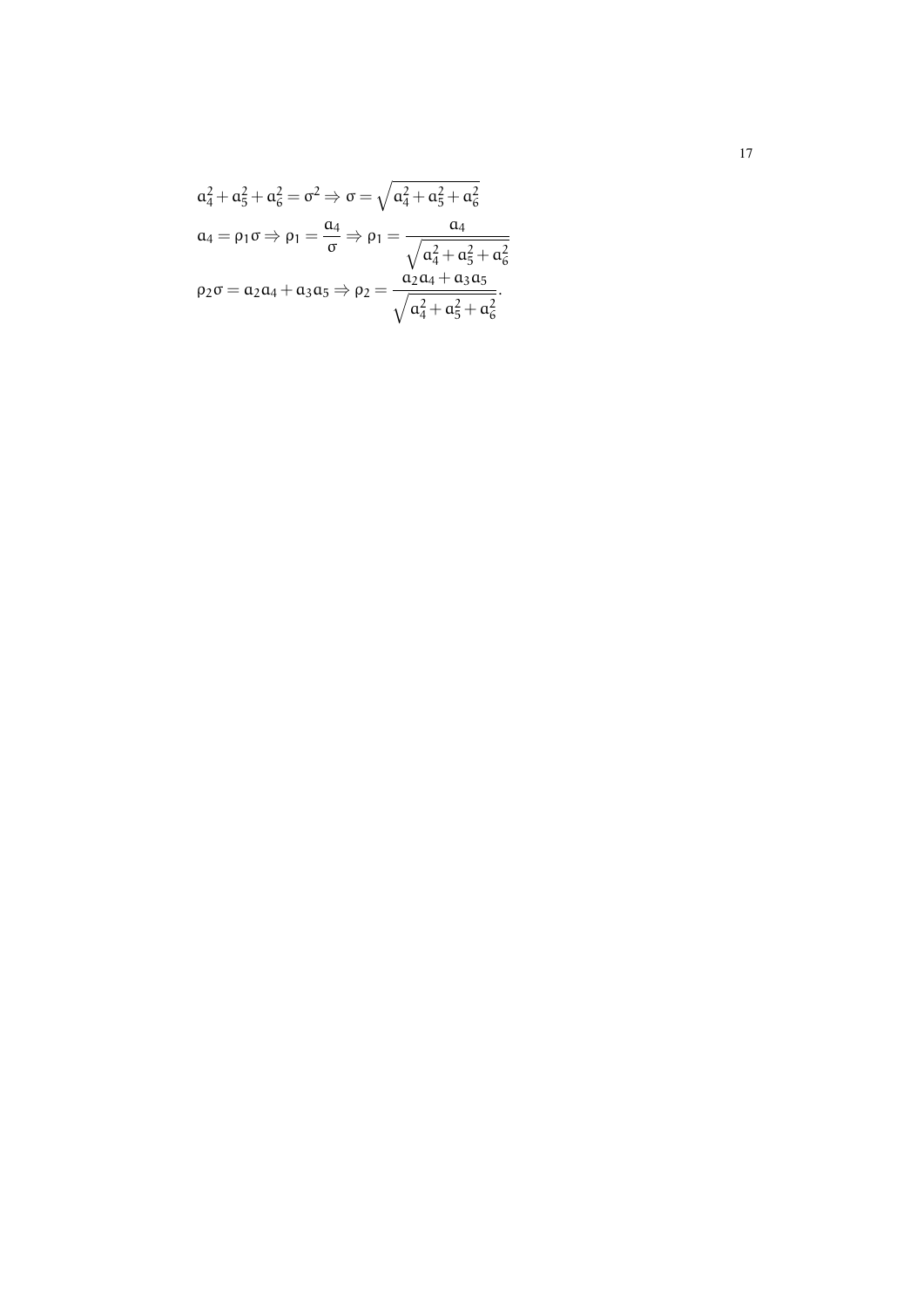$$
\begin{aligned}
&a_4^2 + a_5^2 + a_6^2 = \sigma^2 \Rightarrow \sigma = \sqrt{a_4^2 + a_5^2 + a_6^2} \\
&a_4 = \rho_1 \sigma \Rightarrow \rho_1 = \frac{a_4}{\sigma} \Rightarrow \rho_1 = \frac{a_4}{\sqrt{a_4^2 + a_5^2 + a_6^2}} \\
&\rho_2 \sigma = a_2 a_4 + a_3 a_5 \Rightarrow \rho_2 = \frac{a_2 a_4 + a_3 a_5}{\sqrt{a_4^2 + a_5^2 + a_6^2}}.
\end{aligned}
$$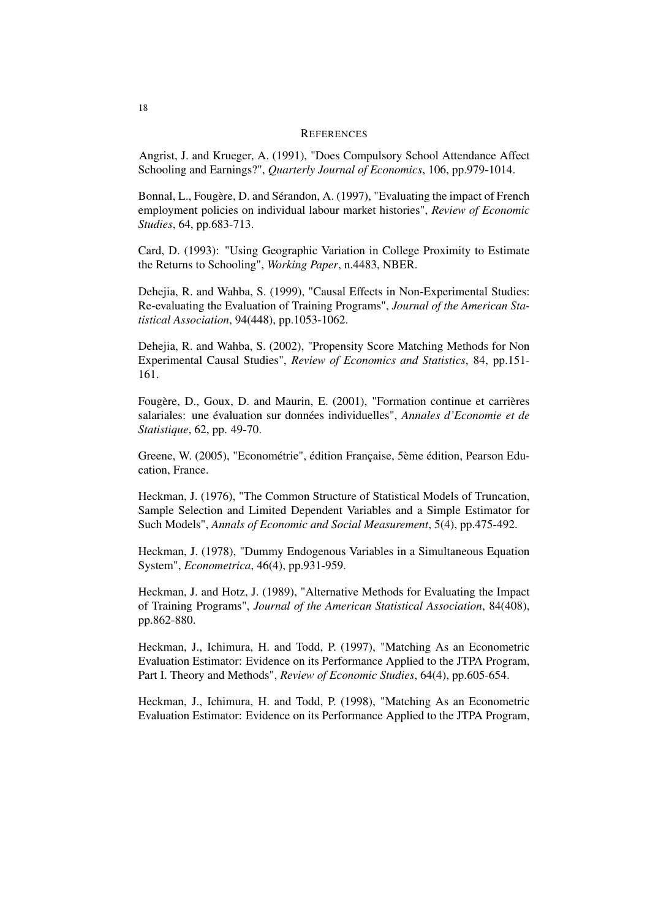## REFERENCES

Angrist, J. and Krueger, A. (1991), "Does Compulsory School Attendance Affect Schooling and Earnings?", *Quarterly Journal of Economics*, 106, pp.979-1014.

Bonnal, L., Fougère, D. and Sérandon, A. (1997), "Evaluating the impact of French employment policies on individual labour market histories", *Review of Economic Studies*, 64, pp.683-713.

Card, D. (1993): "Using Geographic Variation in College Proximity to Estimate the Returns to Schooling", *Working Paper*, n.4483, NBER.

Dehejia, R. and Wahba, S. (1999), "Causal Effects in Non-Experimental Studies: Re-evaluating the Evaluation of Training Programs", *Journal of the American Statistical Association*, 94(448), pp.1053-1062.

Dehejia, R. and Wahba, S. (2002), "Propensity Score Matching Methods for Non Experimental Causal Studies", *Review of Economics and Statistics*, 84, pp.151-161.

Fougère, D., Goux, D. and Maurin, E. (2001), "Formation continue et carrières salariales: une évaluation sur données individuelles", *Annales d'Economie et de Statistique*, 62, pp. 49-70.

Greene, W. (2005), "Econométrie", édition Française, 5ème édition, Pearson Education, France.

Heckman, J. (1976), "The Common Structure of Statistical Models of Truncation, Sample Selection and Limited Dependent Variables and a Simple Estimator for Such Models", *Annals of Economic and Social Measurement*, 5(4), pp.475-492.

Heckman, J. (1978), "Dummy Endogenous Variables in a Simultaneous Equation System", *Econometrica*, 46(4), pp.931-959.

Heckman, J. and Hotz, J. (1989), "Alternative Methods for Evaluating the Impact of Training Programs", *Journal of the American Statistical Association*, 84(408), pp.862-880.

Heckman, J., Ichimura, H. and Todd, P. (1997), "Matching As an Econometric Evaluation Estimator: Evidence on its Performance Applied to the JTPA Program, Part I. Theory and Methods", *Review of Economic Studies*, 64(4), pp.605-654.

Heckman, J., Ichimura, H. and Todd, P. (1998), "Matching As an Econometric Evaluation Estimator: Evidence on its Performance Applied to the JTPA Program,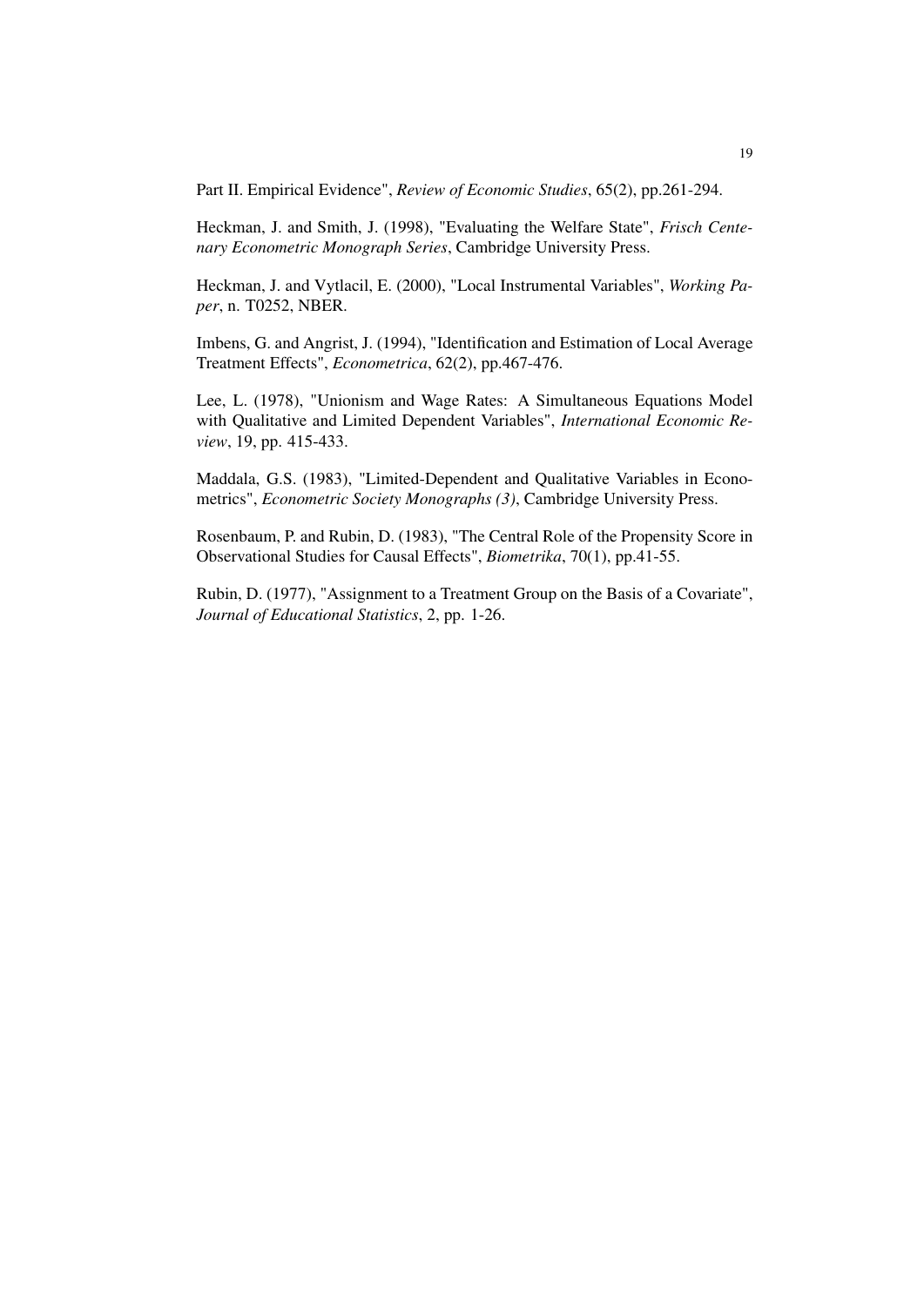Part II. Empirical Evidence", *Review of Economic Studies*, 65(2), pp.261-294.

Heckman, J. and Smith, J. (1998), "Evaluating the Welfare State", *Frisch Centenary Econometric Monograph Series*, Cambridge University Press.

Heckman, J. and Vytlacil, E. (2000), "Local Instrumental Variables", *Working Paper*, n. T0252, NBER.

Imbens, G. and Angrist, J. (1994), "Identification and Estimation of Local Average Treatment Effects", *Econometrica*, 62(2), pp.467-476.

Lee, L. (1978), "Unionism and Wage Rates: A Simultaneous Equations Model with Qualitative and Limited Dependent Variables", *International Economic Review*, 19, pp. 415-433.

Maddala, G.S. (1983), "Limited-Dependent and Qualitative Variables in Econometrics", *Econometric Society Monographs (3)*, Cambridge University Press.

Rosenbaum, P. and Rubin, D. (1983), "The Central Role of the Propensity Score in Observational Studies for Causal Effects", *Biometrika*, 70(1), pp.41-55.

Rubin, D. (1977), "Assignment to a Treatment Group on the Basis of a Covariate", *Journal of Educational Statistics*, 2, pp. 1-26.